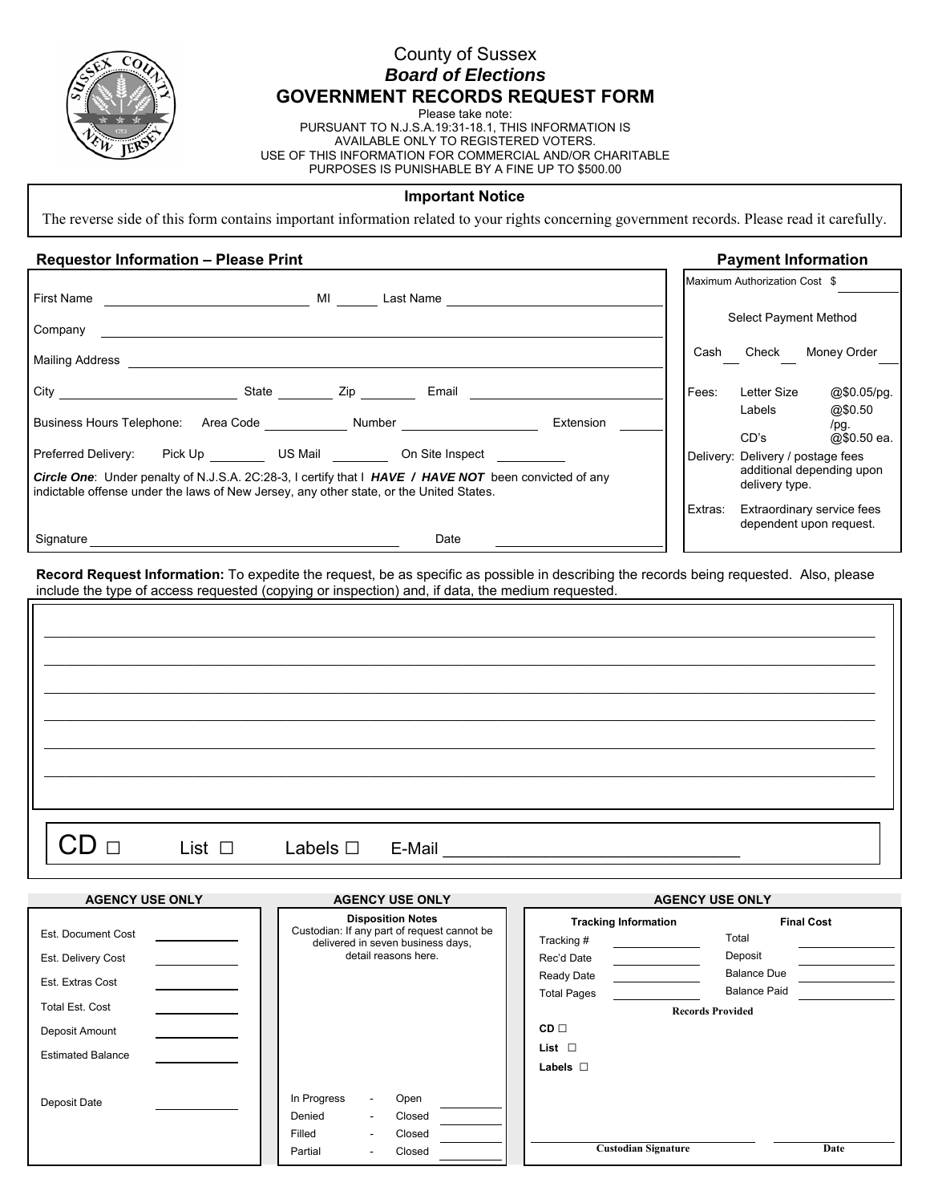# County of Sussex

## *Board of Elections*

## GOVERNMENT RECORDS REQUEST FORM

Please take note:
PURSUANT TO N.J.S.A.19:31-18.1, THIS INFORMATION IS AVAILABLE ONLY TO REGISTERED VOTERS.
USE OF THIS INFORMATION FOR COMMERCIAL AND/OR CHARITABLE PURPOSES IS PUNISHABLE BY A FINE UP TO $500.00

### Important Notice

The reverse side of this form contains important information related to your rights concerning government records. Please read it carefully.

### Requestor Information – Please Print

First Name ______________ MI ______ Last Name ______________

Company ______________

Mailing Address ______________

City ______________ State ________ Zip ________ Email ______________

Business Hours Telephone: Area Code ________ Number ______________ Extension ______

Preferred Delivery: Pick Up ________ US Mail ________ On Site Inspect ________

***Circle One***: Under penalty of N.J.S.A. 2C:28-3, I certify that I ***HAVE / HAVE NOT*** been convicted of any indictable offense under the laws of New Jersey, any other state, or the United States.

Signature ______________ Date ______________

### Payment Information

Maximum Authorization Cost $ ________

Select Payment Method

Cash ___ Check ___ Money Order ___

| | | |
|---|---|---|
| Fees: | Letter Size | @$0.05/pg. |
| | Labels | @$0.50 /pg. |
| | CD's | @$0.50 ea. |
| Delivery: | Delivery / postage fees additional depending upon delivery type. | |
| Extras: | Extraordinary service fees dependent upon request. | |

**Record Request Information:** To expedite the request, be as specific as possible in describing the records being requested. Also, please include the type of access requested (copying or inspection) and, if data, the medium requested.

______________________________________________

______________________________________________

______________________________________________

______________________________________________

______________________________________________

______________________________________________

CD ☐ List ☐ Labels ☐ E-Mail ______________

### AGENCY USE ONLY

| | |
|---|---|
| Est. Document Cost | |
| Est. Delivery Cost | |
| Est. Extras Cost | |
| Total Est. Cost | |
| Deposit Amount | |
| Estimated Balance | |
| Deposit Date | |

### AGENCY USE ONLY

**Disposition Notes**
Custodian: If any part of request cannot be delivered in seven business days, detail reasons here.

| | | | |
|---|---|---|---|
| In Progress | - | Open | |
| Denied | - | Closed | |
| Filled | - | Closed | |
| Partial | - | Closed | |

### AGENCY USE ONLY

| Tracking Information | | Final Cost | |
|---|---|---|---|
| Tracking # | | Total | |
| Rec'd Date | | Deposit | |
| Ready Date | | Balance Due | |
| Total Pages | | Balance Paid | |

**Records Provided**

**CD** ☐
**List** ☐
**Labels** ☐

______________ ______________
**Custodian Signature** **Date**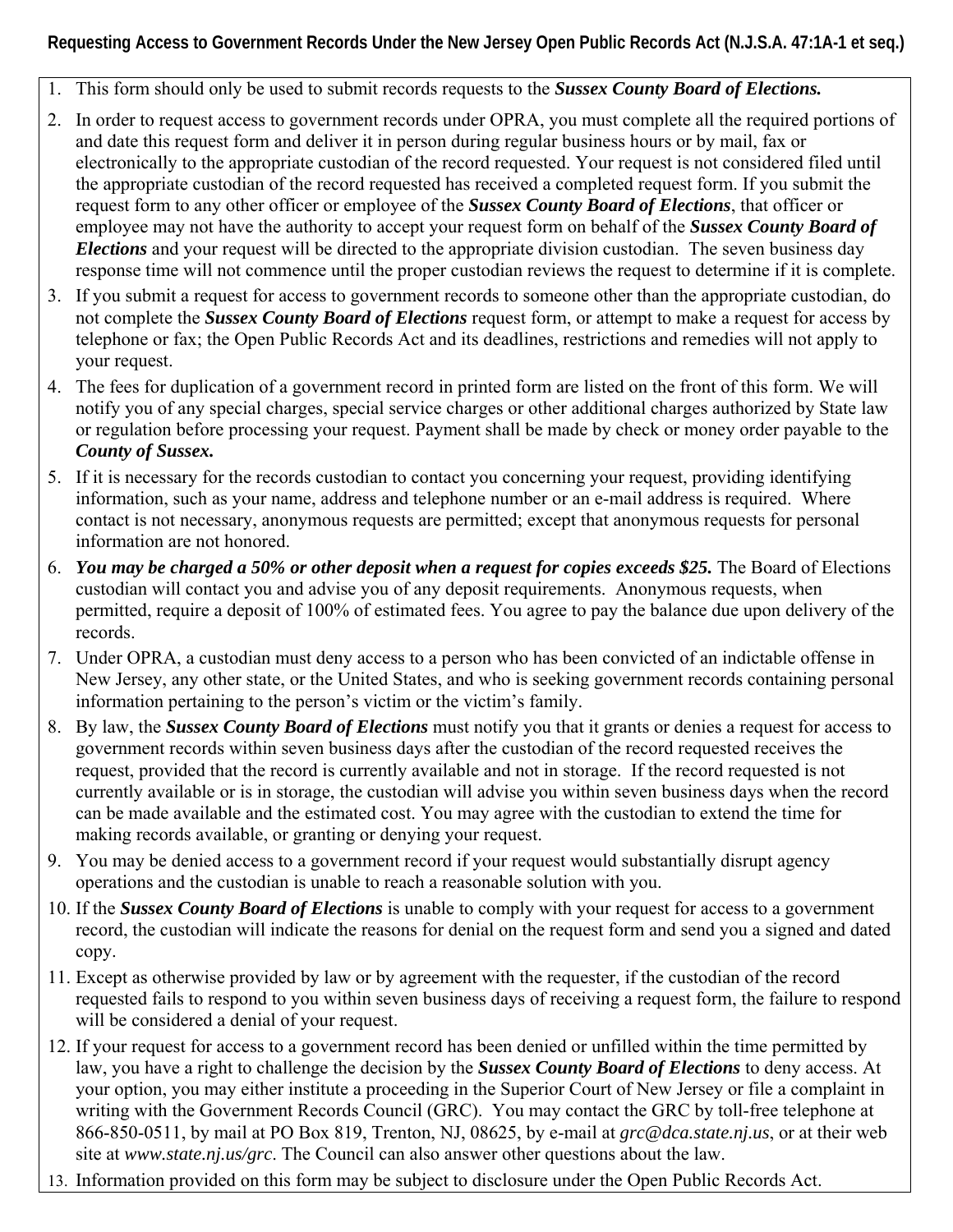**Requesting Access to Government Records Under the New Jersey Open Public Records Act (N.J.S.A. 47:1A-1 et seq.)**

1. This form should only be used to submit records requests to the ***Sussex County Board of Elections.***
2. In order to request access to government records under OPRA, you must complete all the required portions of and date this request form and deliver it in person during regular business hours or by mail, fax or electronically to the appropriate custodian of the record requested. Your request is not considered filed until the appropriate custodian of the record requested has received a completed request form. If you submit the request form to any other officer or employee of the ***Sussex County Board of Elections***, that officer or employee may not have the authority to accept your request form on behalf of the ***Sussex County Board of Elections*** and your request will be directed to the appropriate division custodian. The seven business day response time will not commence until the proper custodian reviews the request to determine if it is complete.
3. If you submit a request for access to government records to someone other than the appropriate custodian, do not complete the ***Sussex County Board of Elections*** request form, or attempt to make a request for access by telephone or fax; the Open Public Records Act and its deadlines, restrictions and remedies will not apply to your request.
4. The fees for duplication of a government record in printed form are listed on the front of this form. We will notify you of any special charges, special service charges or other additional charges authorized by State law or regulation before processing your request. Payment shall be made by check or money order payable to the ***County of Sussex.***
5. If it is necessary for the records custodian to contact you concerning your request, providing identifying information, such as your name, address and telephone number or an e-mail address is required. Where contact is not necessary, anonymous requests are permitted; except that anonymous requests for personal information are not honored.
6. ***You may be charged a 50% or other deposit when a request for copies exceeds $25.*** The Board of Elections custodian will contact you and advise you of any deposit requirements. Anonymous requests, when permitted, require a deposit of 100% of estimated fees. You agree to pay the balance due upon delivery of the records.
7. Under OPRA, a custodian must deny access to a person who has been convicted of an indictable offense in New Jersey, any other state, or the United States, and who is seeking government records containing personal information pertaining to the person's victim or the victim's family.
8. By law, the ***Sussex County Board of Elections*** must notify you that it grants or denies a request for access to government records within seven business days after the custodian of the record requested receives the request, provided that the record is currently available and not in storage. If the record requested is not currently available or is in storage, the custodian will advise you within seven business days when the record can be made available and the estimated cost. You may agree with the custodian to extend the time for making records available, or granting or denying your request.
9. You may be denied access to a government record if your request would substantially disrupt agency operations and the custodian is unable to reach a reasonable solution with you.
10. If the ***Sussex County Board of Elections*** is unable to comply with your request for access to a government record, the custodian will indicate the reasons for denial on the request form and send you a signed and dated copy.
11. Except as otherwise provided by law or by agreement with the requester, if the custodian of the record requested fails to respond to you within seven business days of receiving a request form, the failure to respond will be considered a denial of your request.
12. If your request for access to a government record has been denied or unfilled within the time permitted by law, you have a right to challenge the decision by the ***Sussex County Board of Elections*** to deny access. At your option, you may either institute a proceeding in the Superior Court of New Jersey or file a complaint in writing with the Government Records Council (GRC). You may contact the GRC by toll-free telephone at 866-850-0511, by mail at PO Box 819, Trenton, NJ, 08625, by e-mail at *grc@dca.state.nj.us*, or at their web site at *www.state.nj.us/grc*. The Council can also answer other questions about the law.
13. Information provided on this form may be subject to disclosure under the Open Public Records Act.